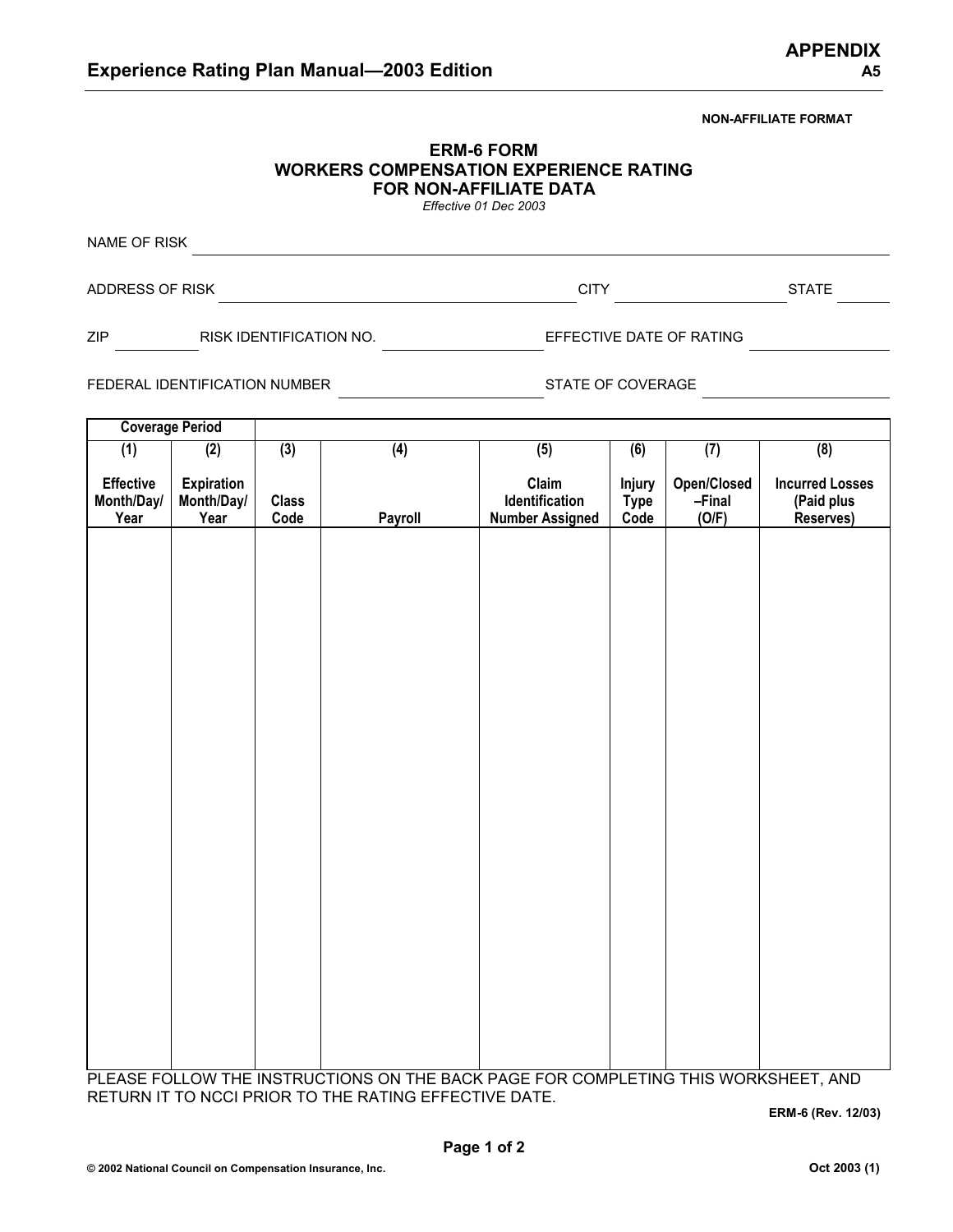**NON-AFFILIATE FORMAT**

# ERM-6 FORM
## WORKERS COMPENSATION EXPERIENCE RATING FOR NON-AFFILIATE DATA

*Effective 01 Dec 2003*

NAME OF RISK ______________________________

ADDRESS OF RISK ______________________________ CITY ______________ STATE ______

ZIP __________ RISK IDENTIFICATION NO. ______________ EFFECTIVE DATE OF RATING ______________

FEDERAL IDENTIFICATION NUMBER ______________ STATE OF COVERAGE ______________

| Coverage Period | | | | | | | |
|---|---|---|---|---|---|---|---|
| (1) Effective Month/Day/ Year | (2) Expiration Month/Day/ Year | (3) Class Code | (4) Payroll | (5) Claim Identification Number Assigned | (6) Injury Type Code | (7) Open/Closed –Final (O/F) | (8) Incurred Losses (Paid plus Reserves) |
| | | | | | | | |

PLEASE FOLLOW THE INSTRUCTIONS ON THE BACK PAGE FOR COMPLETING THIS WORKSHEET, AND RETURN IT TO NCCI PRIOR TO THE RATING EFFECTIVE DATE.

ERM-6 (Rev. 12/03)

© 2002 National Council on Compensation Insurance, Inc.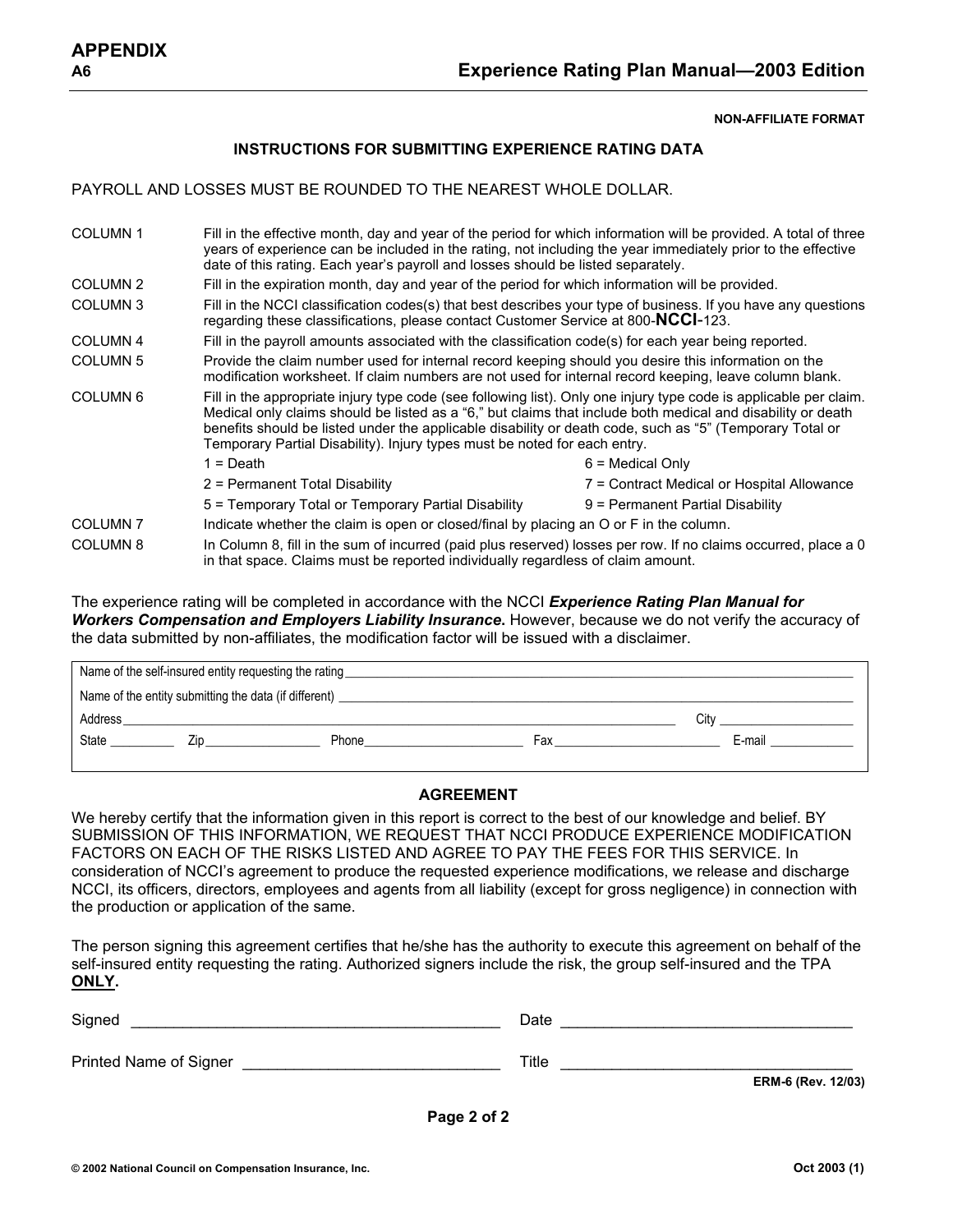NON-AFFILIATE FORMAT

## INSTRUCTIONS FOR SUBMITTING EXPERIENCE RATING DATA

PAYROLL AND LOSSES MUST BE ROUNDED TO THE NEAREST WHOLE DOLLAR.

| | |
|---|---|
| COLUMN 1 | Fill in the effective month, day and year of the period for which information will be provided. A total of three years of experience can be included in the rating, not including the year immediately prior to the effective date of this rating. Each year's payroll and losses should be listed separately. |
| COLUMN 2 | Fill in the expiration month, day and year of the period for which information will be provided. |
| COLUMN 3 | Fill in the NCCI classification codes(s) that best describes your type of business. If you have any questions regarding these classifications, please contact Customer Service at 800-**NCCI**-123. |
| COLUMN 4 | Fill in the payroll amounts associated with the classification code(s) for each year being reported. |
| COLUMN 5 | Provide the claim number used for internal record keeping should you desire this information on the modification worksheet. If claim numbers are not used for internal record keeping, leave column blank. |
| COLUMN 6 | Fill in the appropriate injury type code (see following list). Only one injury type code is applicable per claim. Medical only claims should be listed as a "6," but claims that include both medical and disability or death benefits should be listed under the applicable disability or death code, such as "5" (Temporary Total or Temporary Partial Disability). Injury types must be noted for each entry. |
| COLUMN 7 | Indicate whether the claim is open or closed/final by placing an O or F in the column. |
| COLUMN 8 | In Column 8, fill in the sum of incurred (paid plus reserved) losses per row. If no claims occurred, place a 0 in that space. Claims must be reported individually regardless of claim amount. |

Injury type codes (Column 6):

| | |
|---|---|
| 1 = Death | 6 = Medical Only |
| 2 = Permanent Total Disability | 7 = Contract Medical or Hospital Allowance |
| 5 = Temporary Total or Temporary Partial Disability | 9 = Permanent Partial Disability |

The experience rating will be completed in accordance with the NCCI ***Experience Rating Plan Manual for Workers Compensation and Employers Liability Insurance***. However, because we do not verify the accuracy of the data submitted by non-affiliates, the modification factor will be issued with a disclaimer.

Name of the self-insured entity requesting the rating ____________________

Name of the entity submitting the data (if different) ____________________

Address ____________________ City ____________________

State __________ Zip __________ Phone __________ Fax __________ E-mail __________

### AGREEMENT

We hereby certify that the information given in this report is correct to the best of our knowledge and belief. BY SUBMISSION OF THIS INFORMATION, WE REQUEST THAT NCCI PRODUCE EXPERIENCE MODIFICATION FACTORS ON EACH OF THE RISKS LISTED AND AGREE TO PAY THE FEES FOR THIS SERVICE. In consideration of NCCI's agreement to produce the requested experience modifications, we release and discharge NCCI, its officers, directors, employees and agents from all liability (except for gross negligence) in connection with the production or application of the same.

The person signing this agreement certifies that he/she has the authority to execute this agreement on behalf of the self-insured entity requesting the rating. Authorized signers include the risk, the group self-insured and the TPA **ONLY.**

Signed ____________________ Date ____________________

Printed Name of Signer ____________________ Title ____________________

ERM-6 (Rev. 12/03)